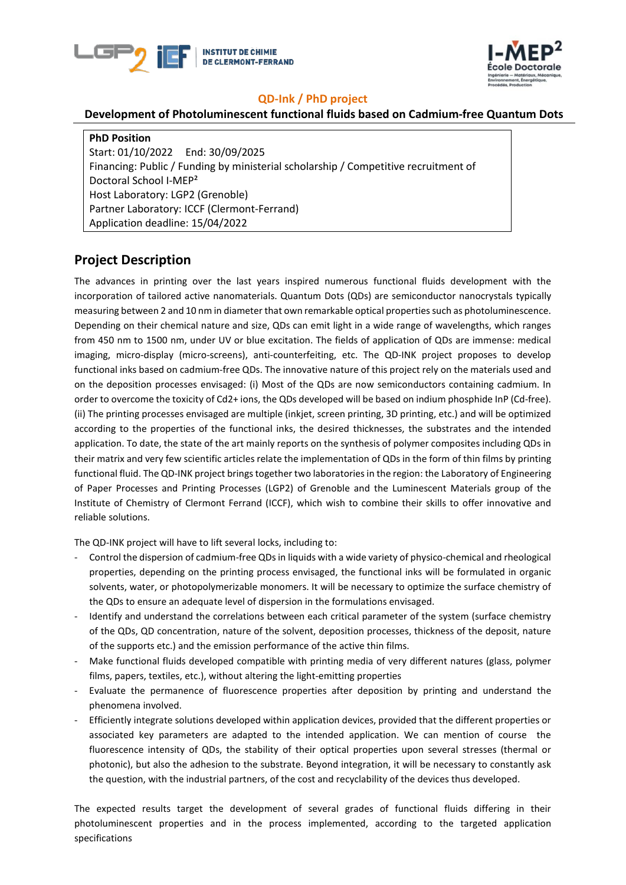## QD-Ink / PhD project

### Development of Photoluminescent functional fluids based on Cadmium-free Quantum Dots

**PhD Position**
Start: 01/10/2022 End: 30/09/2025
Financing: Public / Funding by ministerial scholarship / Competitive recruitment of Doctoral School I-MEP²
Host Laboratory: LGP2 (Grenoble)
Partner Laboratory: ICCF (Clermont-Ferrand)
Application deadline: 15/04/2022

## Project Description

The advances in printing over the last years inspired numerous functional fluids development with the incorporation of tailored active nanomaterials. Quantum Dots (QDs) are semiconductor nanocrystals typically measuring between 2 and 10 nm in diameter that own remarkable optical properties such as photoluminescence. Depending on their chemical nature and size, QDs can emit light in a wide range of wavelengths, which ranges from 450 nm to 1500 nm, under UV or blue excitation. The fields of application of QDs are immense: medical imaging, micro-display (micro-screens), anti-counterfeiting, etc. The QD-INK project proposes to develop functional inks based on cadmium-free QDs. The innovative nature of this project rely on the materials used and on the deposition processes envisaged: (i) Most of the QDs are now semiconductors containing cadmium. In order to overcome the toxicity of $Cd^{2+}$ ions, the QDs developed will be based on indium phosphide InP (Cd-free). (ii) The printing processes envisaged are multiple (inkjet, screen printing, 3D printing, etc.) and will be optimized according to the properties of the functional inks, the desired thicknesses, the substrates and the intended application. To date, the state of the art mainly reports on the synthesis of polymer composites including QDs in their matrix and very few scientific articles relate the implementation of QDs in the form of thin films by printing functional fluid. The QD-INK project brings together two laboratories in the region: the Laboratory of Engineering of Paper Processes and Printing Processes (LGP2) of Grenoble and the Luminescent Materials group of the Institute of Chemistry of Clermont Ferrand (ICCF), which wish to combine their skills to offer innovative and reliable solutions.

The QD-INK project will have to lift several locks, including to:

- Control the dispersion of cadmium-free QDs in liquids with a wide variety of physico-chemical and rheological properties, depending on the printing process envisaged, the functional inks will be formulated in organic solvents, water, or photopolymerizable monomers. It will be necessary to optimize the surface chemistry of the QDs to ensure an adequate level of dispersion in the formulations envisaged.
- Identify and understand the correlations between each critical parameter of the system (surface chemistry of the QDs, QD concentration, nature of the solvent, deposition processes, thickness of the deposit, nature of the supports etc.) and the emission performance of the active thin films.
- Make functional fluids developed compatible with printing media of very different natures (glass, polymer films, papers, textiles, etc.), without altering the light-emitting properties
- Evaluate the permanence of fluorescence properties after deposition by printing and understand the phenomena involved.
- Efficiently integrate solutions developed within application devices, provided that the different properties or associated key parameters are adapted to the intended application. We can mention of course the fluorescence intensity of QDs, the stability of their optical properties upon several stresses (thermal or photonic), but also the adhesion to the substrate. Beyond integration, it will be necessary to constantly ask the question, with the industrial partners, of the cost and recyclability of the devices thus developed.

The expected results target the development of several grades of functional fluids differing in their photoluminescent properties and in the process implemented, according to the targeted application specifications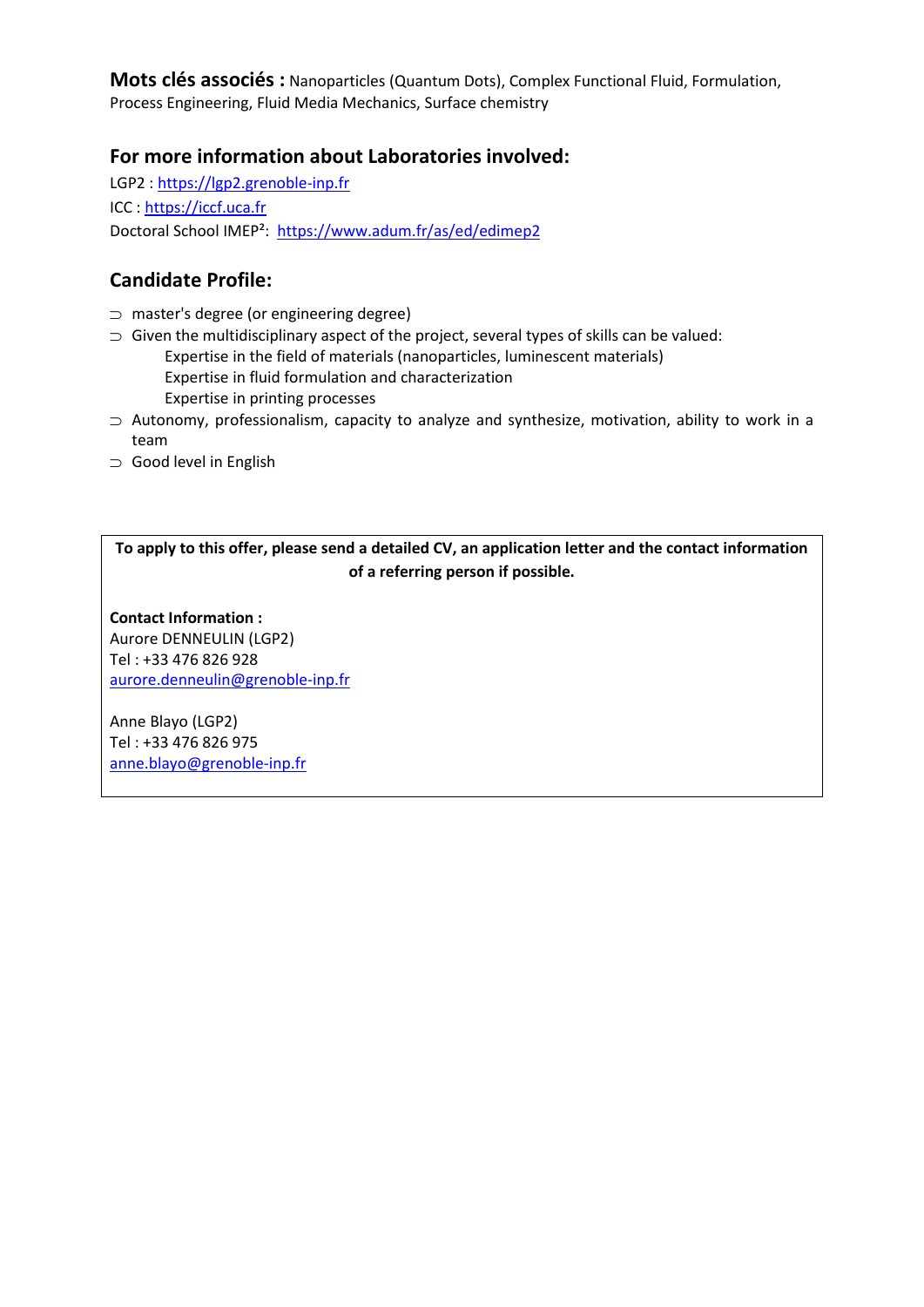**Mots clés associés :** Nanoparticles (Quantum Dots), Complex Functional Fluid, Formulation, Process Engineering, Fluid Media Mechanics, Surface chemistry

## For more information about Laboratories involved:

LGP2 : https://lgp2.grenoble-inp.fr
ICC : https://iccf.uca.fr
Doctoral School IMEP²: https://www.adum.fr/as/ed/edimep2

## Candidate Profile:

- master's degree (or engineering degree)
- Given the multidisciplinary aspect of the project, several types of skills can be valued:
  - Expertise in the field of materials (nanoparticles, luminescent materials)
  - Expertise in fluid formulation and characterization
  - Expertise in printing processes
- Autonomy, professionalism, capacity to analyze and synthesize, motivation, ability to work in a team
- Good level in English

**To apply to this offer, please send a detailed CV, an application letter and the contact information of a referring person if possible.**

**Contact Information :**
Aurore DENNEULIN (LGP2)
Tel : +33 476 826 928
aurore.denneulin@grenoble-inp.fr

Anne Blayo (LGP2)
Tel : +33 476 826 975
anne.blayo@grenoble-inp.fr